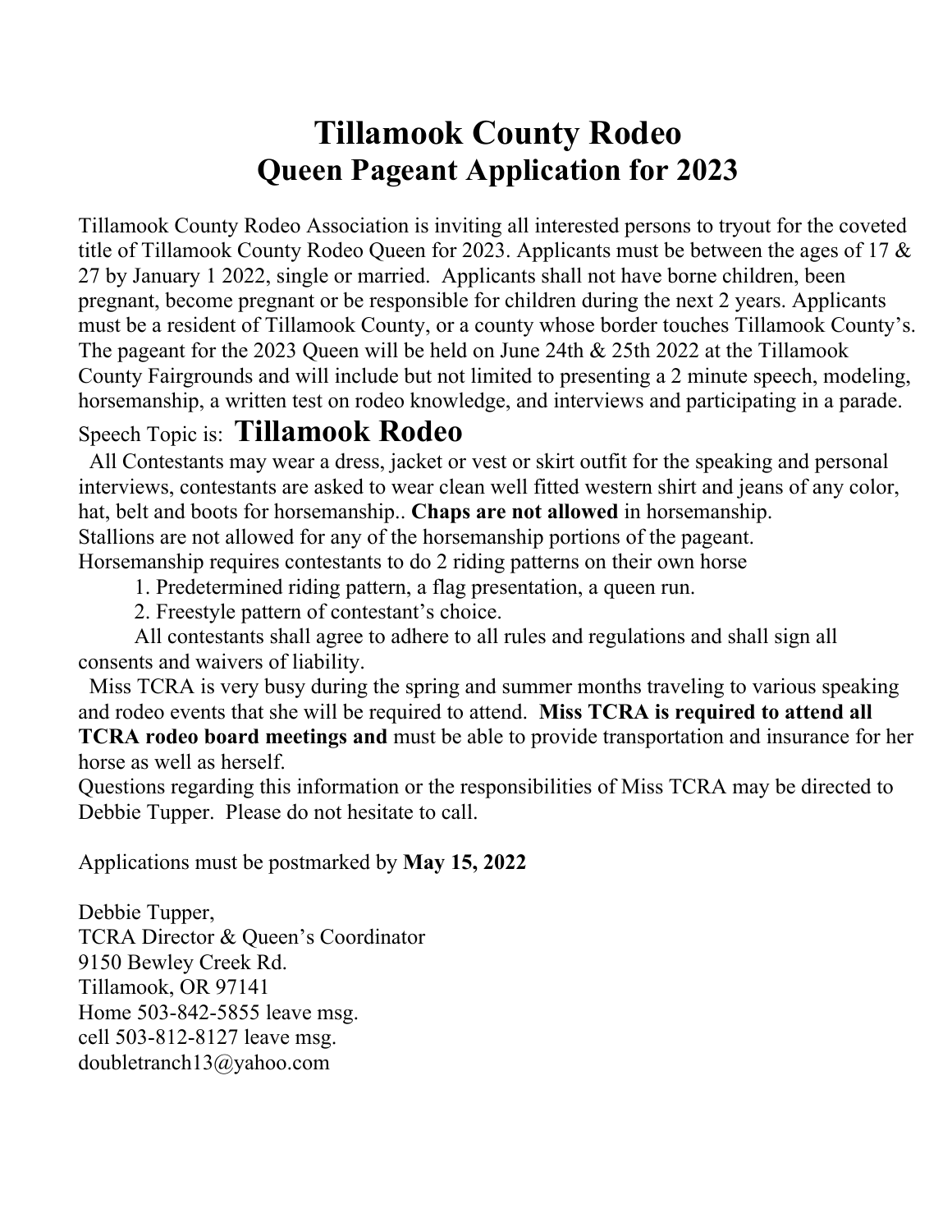# Tillamook County Rodeo
# Queen Pageant Application for 2023

Tillamook County Rodeo Association is inviting all interested persons to tryout for the coveted title of Tillamook County Rodeo Queen for 2023. Applicants must be between the ages of 17 & 27 by January 1 2022, single or married. Applicants shall not have borne children, been pregnant, become pregnant or be responsible for children during the next 2 years. Applicants must be a resident of Tillamook County, or a county whose border touches Tillamook County's. The pageant for the 2023 Queen will be held on June 24th & 25th 2022 at the Tillamook County Fairgrounds and will include but not limited to presenting a 2 minute speech, modeling, horsemanship, a written test on rodeo knowledge, and interviews and participating in a parade.

Speech Topic is: **Tillamook Rodeo**

All Contestants may wear a dress, jacket or vest or skirt outfit for the speaking and personal interviews, contestants are asked to wear clean well fitted western shirt and jeans of any color, hat, belt and boots for horsemanship.. **Chaps are not allowed** in horsemanship.
Stallions are not allowed for any of the horsemanship portions of the pageant.
Horsemanship requires contestants to do 2 riding patterns on their own horse

1. Predetermined riding pattern, a flag presentation, a queen run.
2. Freestyle pattern of contestant's choice.

All contestants shall agree to adhere to all rules and regulations and shall sign all consents and waivers of liability.

Miss TCRA is very busy during the spring and summer months traveling to various speaking and rodeo events that she will be required to attend. **Miss TCRA is required to attend all TCRA rodeo board meetings and** must be able to provide transportation and insurance for her horse as well as herself.
Questions regarding this information or the responsibilities of Miss TCRA may be directed to Debbie Tupper. Please do not hesitate to call.

Applications must be postmarked by **May 15, 2022**

Debbie Tupper,
TCRA Director & Queen's Coordinator
9150 Bewley Creek Rd.
Tillamook, OR 97141
Home 503-842-5855 leave msg.
cell 503-812-8127 leave msg.
doubletranch13@yahoo.com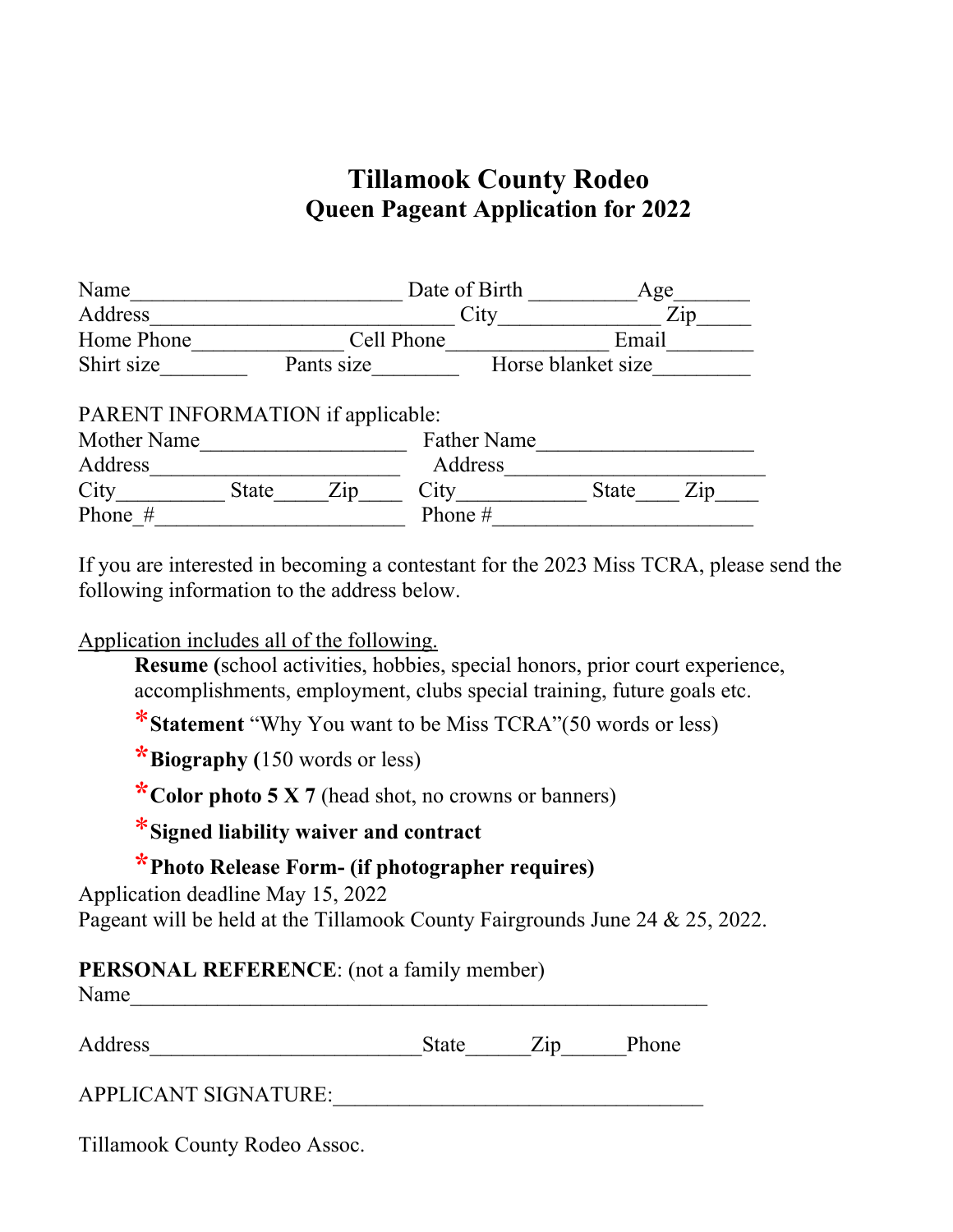# Tillamook County Rodeo
## Queen Pageant Application for 2022

Name_________________________ Date of Birth __________Age_______
Address____________________________ City_______________ Zip_____
Home Phone______________ Cell Phone_______________ Email________
Shirt size________ Pants size________ Horse blanket size_________

PARENT INFORMATION if applicable:

Mother Name___________________ Father Name____________________
Address______________________ Address________________________
City__________ State_____Zip____ City____________ State____ Zip____
Phone_#_______________________ Phone #________________________

If you are interested in becoming a contestant for the 2023 Miss TCRA, please send the following information to the address below.

Application includes all of the following.

- **Resume (**school activities, hobbies, special honors, prior court experience, accomplishments, employment, clubs special training, future goals etc.
- ***Statement** "Why You want to be Miss TCRA"(50 words or less)
- ***Biography (**150 words or less)
- ***Color photo 5 X 7** (head shot, no crowns or banners)
- ***Signed liability waiver and contract**
- ***Photo Release Form- (if photographer requires)**

Application deadline May 15, 2022
Pageant will be held at the Tillamook County Fairgrounds June 24 & 25, 2022.

**PERSONAL REFERENCE**: (not a family member)
Name_______________________________________________________

Address_________________________State______Zip______Phone

APPLICANT SIGNATURE:___________________________________

Tillamook County Rodeo Assoc.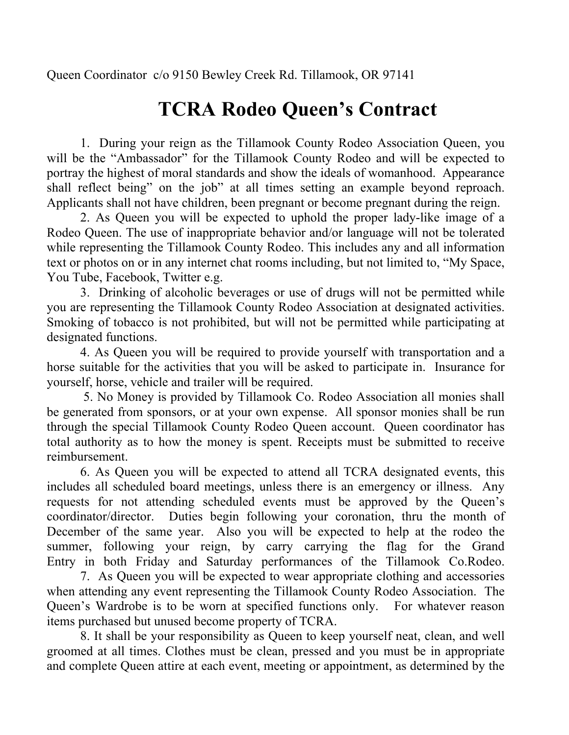Queen Coordinator c/o 9150 Bewley Creek Rd. Tillamook, OR 97141

# TCRA Rodeo Queen's Contract

1. During your reign as the Tillamook County Rodeo Association Queen, you will be the "Ambassador" for the Tillamook County Rodeo and will be expected to portray the highest of moral standards and show the ideals of womanhood. Appearance shall reflect being" on the job" at all times setting an example beyond reproach. Applicants shall not have children, been pregnant or become pregnant during the reign.

2. As Queen you will be expected to uphold the proper lady-like image of a Rodeo Queen. The use of inappropriate behavior and/or language will not be tolerated while representing the Tillamook County Rodeo. This includes any and all information text or photos on or in any internet chat rooms including, but not limited to, "My Space, You Tube, Facebook, Twitter e.g.

3. Drinking of alcoholic beverages or use of drugs will not be permitted while you are representing the Tillamook County Rodeo Association at designated activities. Smoking of tobacco is not prohibited, but will not be permitted while participating at designated functions.

4. As Queen you will be required to provide yourself with transportation and a horse suitable for the activities that you will be asked to participate in. Insurance for yourself, horse, vehicle and trailer will be required.

5. No Money is provided by Tillamook Co. Rodeo Association all monies shall be generated from sponsors, or at your own expense. All sponsor monies shall be run through the special Tillamook County Rodeo Queen account. Queen coordinator has total authority as to how the money is spent. Receipts must be submitted to receive reimbursement.

6. As Queen you will be expected to attend all TCRA designated events, this includes all scheduled board meetings, unless there is an emergency or illness. Any requests for not attending scheduled events must be approved by the Queen's coordinator/director. Duties begin following your coronation, thru the month of December of the same year. Also you will be expected to help at the rodeo the summer, following your reign, by carry carrying the flag for the Grand Entry in both Friday and Saturday performances of the Tillamook Co.Rodeo.

7. As Queen you will be expected to wear appropriate clothing and accessories when attending any event representing the Tillamook County Rodeo Association. The Queen's Wardrobe is to be worn at specified functions only. For whatever reason items purchased but unused become property of TCRA.

8. It shall be your responsibility as Queen to keep yourself neat, clean, and well groomed at all times. Clothes must be clean, pressed and you must be in appropriate and complete Queen attire at each event, meeting or appointment, as determined by the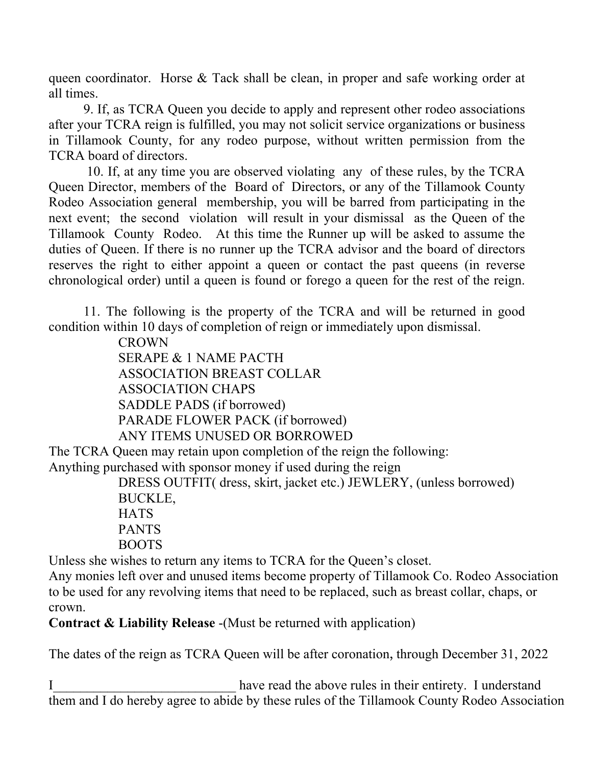queen coordinator. Horse & Tack shall be clean, in proper and safe working order at all times.

9. If, as TCRA Queen you decide to apply and represent other rodeo associations after your TCRA reign is fulfilled, you may not solicit service organizations or business in Tillamook County, for any rodeo purpose, without written permission from the TCRA board of directors.

10. If, at any time you are observed violating any of these rules, by the TCRA Queen Director, members of the Board of Directors, or any of the Tillamook County Rodeo Association general membership, you will be barred from participating in the next event; the second violation will result in your dismissal as the Queen of the Tillamook County Rodeo. At this time the Runner up will be asked to assume the duties of Queen. If there is no runner up the TCRA advisor and the board of directors reserves the right to either appoint a queen or contact the past queens (in reverse chronological order) until a queen is found or forego a queen for the rest of the reign.

11. The following is the property of the TCRA and will be returned in good condition within 10 days of completion of reign or immediately upon dismissal.

- CROWN
- SERAPE & 1 NAME PACTH
- ASSOCIATION BREAST COLLAR
- ASSOCIATION CHAPS
- SADDLE PADS (if borrowed)
- PARADE FLOWER PACK (if borrowed)
- ANY ITEMS UNUSED OR BORROWED

The TCRA Queen may retain upon completion of the reign the following:
Anything purchased with sponsor money if used during the reign

- DRESS OUTFIT( dress, skirt, jacket etc.) JEWLERY, (unless borrowed)
- BUCKLE,
- HATS
- PANTS
- BOOTS

Unless she wishes to return any items to TCRA for the Queen's closet.
Any monies left over and unused items become property of Tillamook Co. Rodeo Association to be used for any revolving items that need to be replaced, such as breast collar, chaps, or crown.

**Contract & Liability Release** -(Must be returned with application)

The dates of the reign as TCRA Queen will be after coronation, through December 31, 2022

I___________________________ have read the above rules in their entirety. I understand them and I do hereby agree to abide by these rules of the Tillamook County Rodeo Association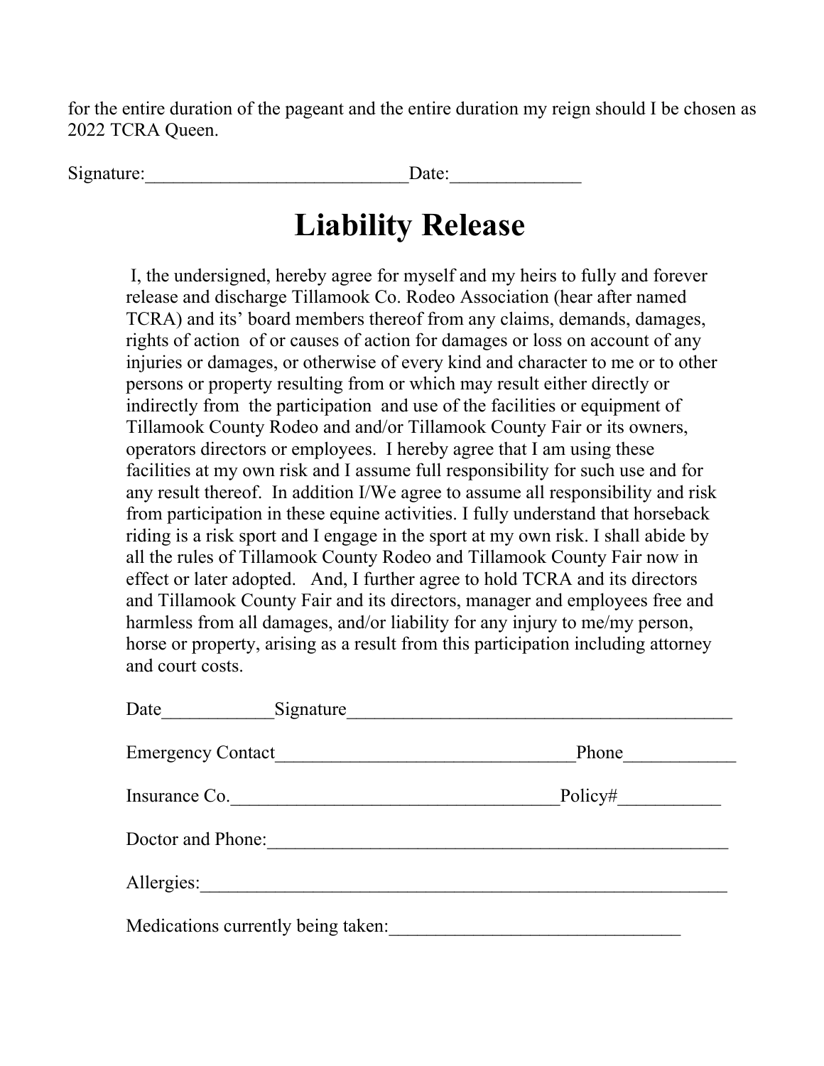for the entire duration of the pageant and the entire duration my reign should I be chosen as 2022 TCRA Queen.

Signature:____________________________Date:______________

# Liability Release

I, the undersigned, hereby agree for myself and my heirs to fully and forever release and discharge Tillamook Co. Rodeo Association (hear after named TCRA) and its' board members thereof from any claims, demands, damages, rights of action of or causes of action for damages or loss on account of any injuries or damages, or otherwise of every kind and character to me or to other persons or property resulting from or which may result either directly or indirectly from the participation and use of the facilities or equipment of Tillamook County Rodeo and and/or Tillamook County Fair or its owners, operators directors or employees. I hereby agree that I am using these facilities at my own risk and I assume full responsibility for such use and for any result thereof. In addition I/We agree to assume all responsibility and risk from participation in these equine activities. I fully understand that horseback riding is a risk sport and I engage in the sport at my own risk. I shall abide by all the rules of Tillamook County Rodeo and Tillamook County Fair now in effect or later adopted. And, I further agree to hold TCRA and its directors and Tillamook County Fair and its directors, manager and employees free and harmless from all damages, and/or liability for any injury to me/my person, horse or property, arising as a result from this participation including attorney and court costs.

Date____________Signature__________________________________________

Emergency Contact________________________________Phone____________

Insurance Co.___________________________________Policy#___________

Doctor and Phone:__________________________________________________

Allergies:_____________________________________________________________

Medications currently being taken:________________________________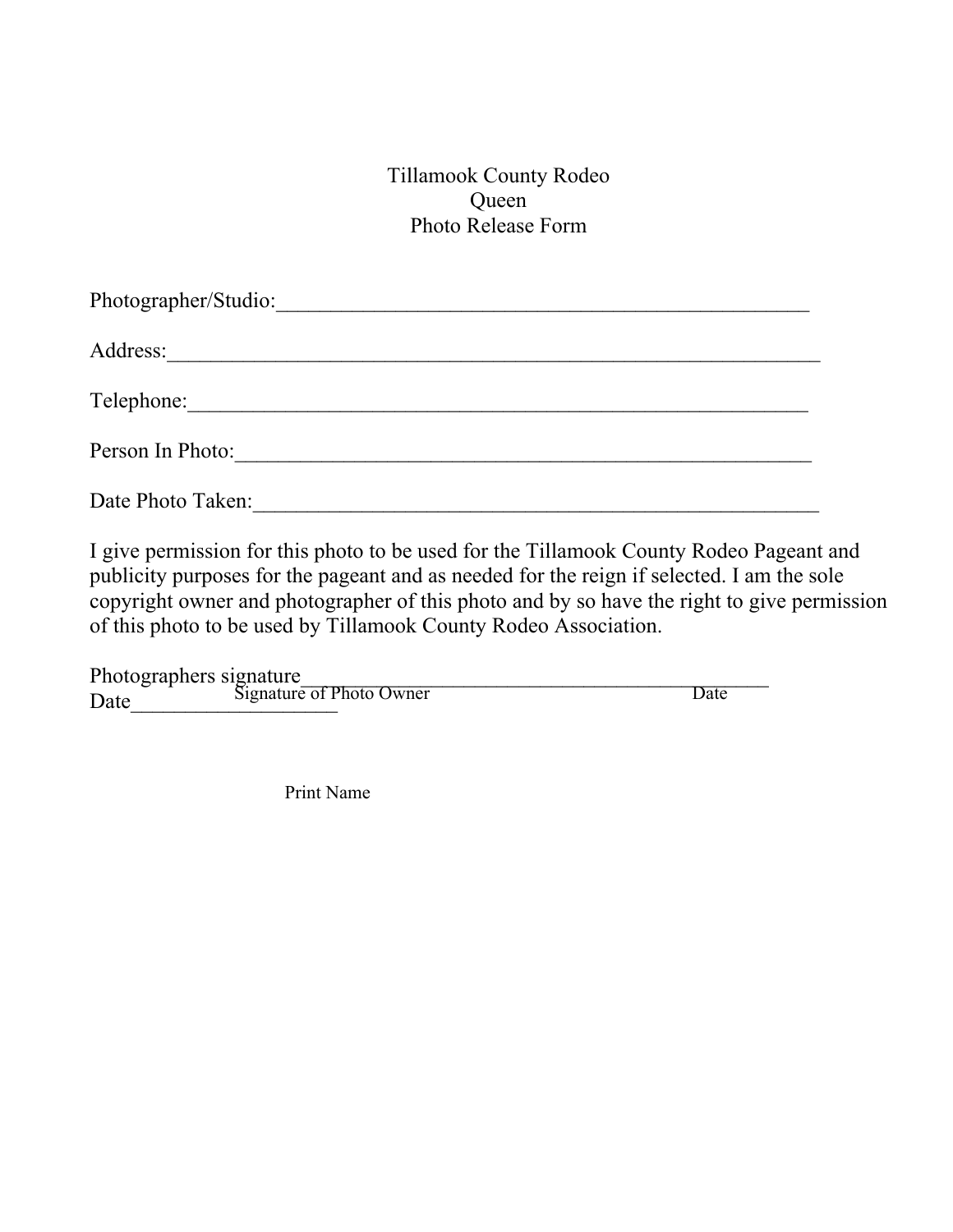Tillamook County Rodeo
Queen
Photo Release Form

Photographer/Studio:___________________________________________________

Address:_____________________________________________________________

Telephone:___________________________________________________________

Person In Photo:_____________________________________________________

Date Photo Taken:____________________________________________________

I give permission for this photo to be used for the Tillamook County Rodeo Pageant and publicity purposes for the pageant and as needed for the reign if selected. I am the sole copyright owner and photographer of this photo and by so have the right to give permission of this photo to be used by Tillamook County Rodeo Association.

Photographers signature_________________________________________
Date___________________

Signature of Photo Owner                                        Date

Print Name